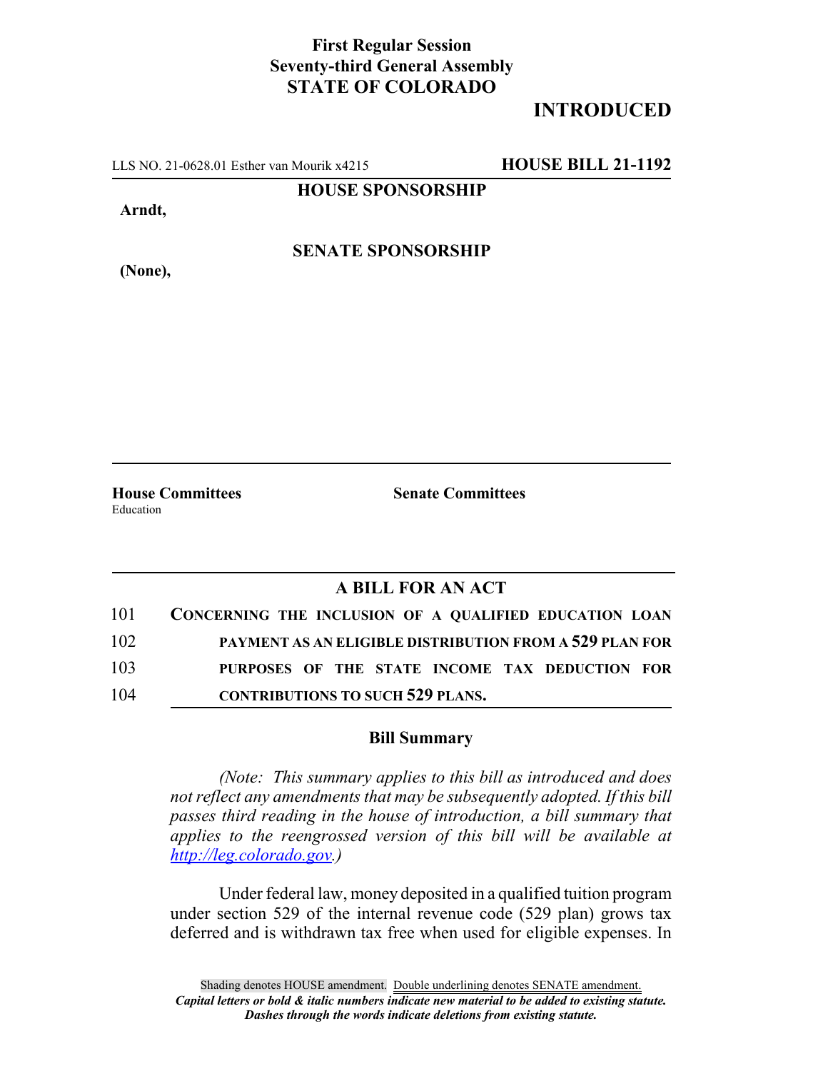**First Regular Session**
**Seventy-third General Assembly**
**STATE OF COLORADO**

**INTRODUCED**

LLS NO. 21-0628.01 Esther van Mourik x4215 **HOUSE BILL 21-1192**

**HOUSE SPONSORSHIP**

**Arndt,**

**SENATE SPONSORSHIP**

**(None),**

**House Committees**
Education

**Senate Committees**

## A BILL FOR AN ACT

101 **CONCERNING THE INCLUSION OF A QUALIFIED EDUCATION LOAN**
102 **PAYMENT AS AN ELIGIBLE DISTRIBUTION FROM A 529 PLAN FOR**
103 **PURPOSES OF THE STATE INCOME TAX DEDUCTION FOR**
104 **CONTRIBUTIONS TO SUCH 529 PLANS.**

### Bill Summary

*(Note: This summary applies to this bill as introduced and does not reflect any amendments that may be subsequently adopted. If this bill passes third reading in the house of introduction, a bill summary that applies to the reengrossed version of this bill will be available at http://leg.colorado.gov.)*

Under federal law, money deposited in a qualified tuition program under section 529 of the internal revenue code (529 plan) grows tax deferred and is withdrawn tax free when used for eligible expenses. In

Shading denotes HOUSE amendment. Double underlining denotes SENATE amendment.
*Capital letters or bold & italic numbers indicate new material to be added to existing statute.*
*Dashes through the words indicate deletions from existing statute.*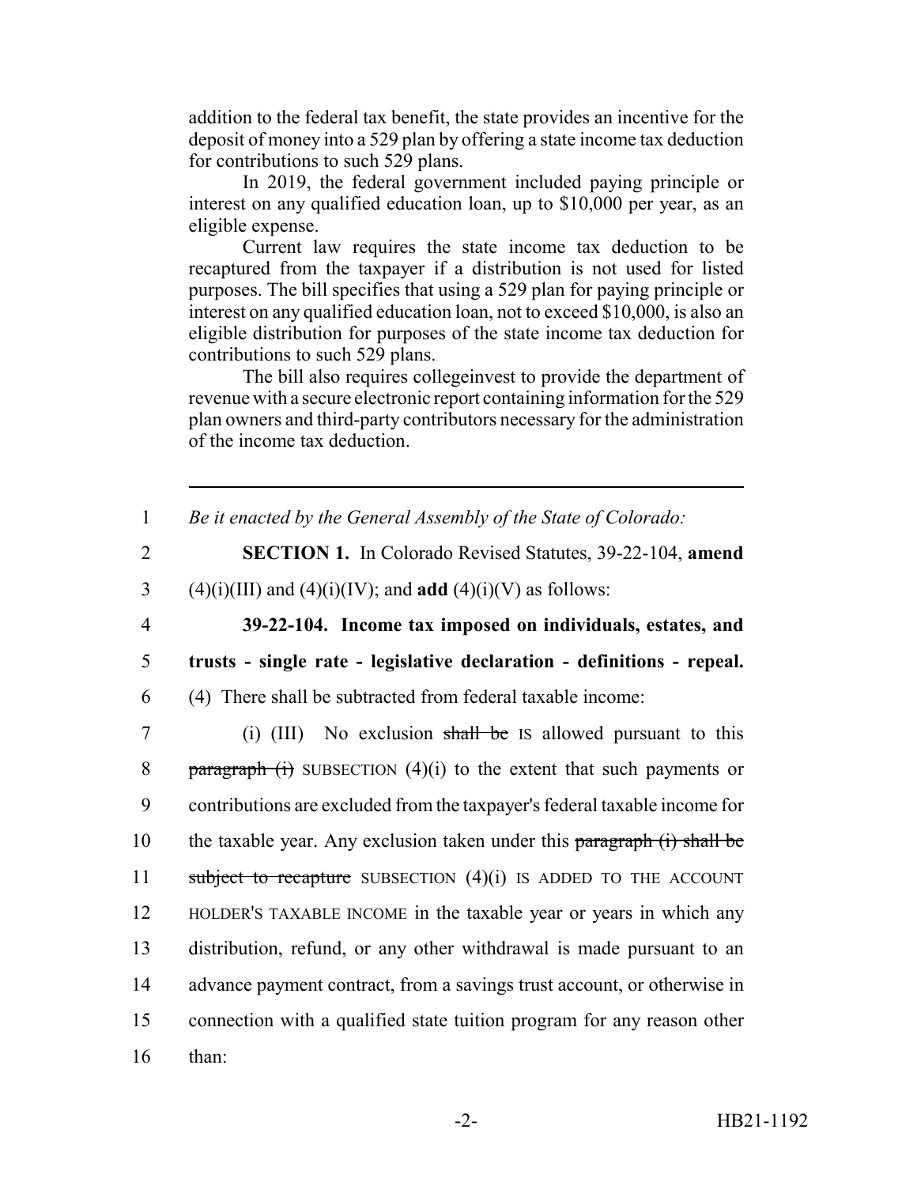addition to the federal tax benefit, the state provides an incentive for the deposit of money into a 529 plan by offering a state income tax deduction for contributions to such 529 plans.

In 2019, the federal government included paying principle or interest on any qualified education loan, up to $10,000 per year, as an eligible expense.

Current law requires the state income tax deduction to be recaptured from the taxpayer if a distribution is not used for listed purposes. The bill specifies that using a 529 plan for paying principle or interest on any qualified education loan, not to exceed $10,000, is also an eligible distribution for purposes of the state income tax deduction for contributions to such 529 plans.

The bill also requires collegeinvest to provide the department of revenue with a secure electronic report containing information for the 529 plan owners and third-party contributors necessary for the administration of the income tax deduction.

---

1 *Be it enacted by the General Assembly of the State of Colorado:*

2 **SECTION 1.** In Colorado Revised Statutes, 39-22-104, **amend**
3 (4)(i)(III) and (4)(i)(IV); and **add** (4)(i)(V) as follows:

4 **39-22-104. Income tax imposed on individuals, estates, and**
5 **trusts - single rate - legislative declaration - definitions - repeal.**
6 (4) There shall be subtracted from federal taxable income:

7 (i) (III) No exclusion ~~shall be~~ IS allowed pursuant to this
8 ~~paragraph (i)~~ SUBSECTION (4)(i) to the extent that such payments or
9 contributions are excluded from the taxpayer's federal taxable income for
10 the taxable year. Any exclusion taken under this ~~paragraph (i) shall be~~
11 ~~subject to recapture~~ SUBSECTION (4)(i) IS ADDED TO THE ACCOUNT
12 HOLDER'S TAXABLE INCOME in the taxable year or years in which any
13 distribution, refund, or any other withdrawal is made pursuant to an
14 advance payment contract, from a savings trust account, or otherwise in
15 connection with a qualified state tuition program for any reason other
16 than: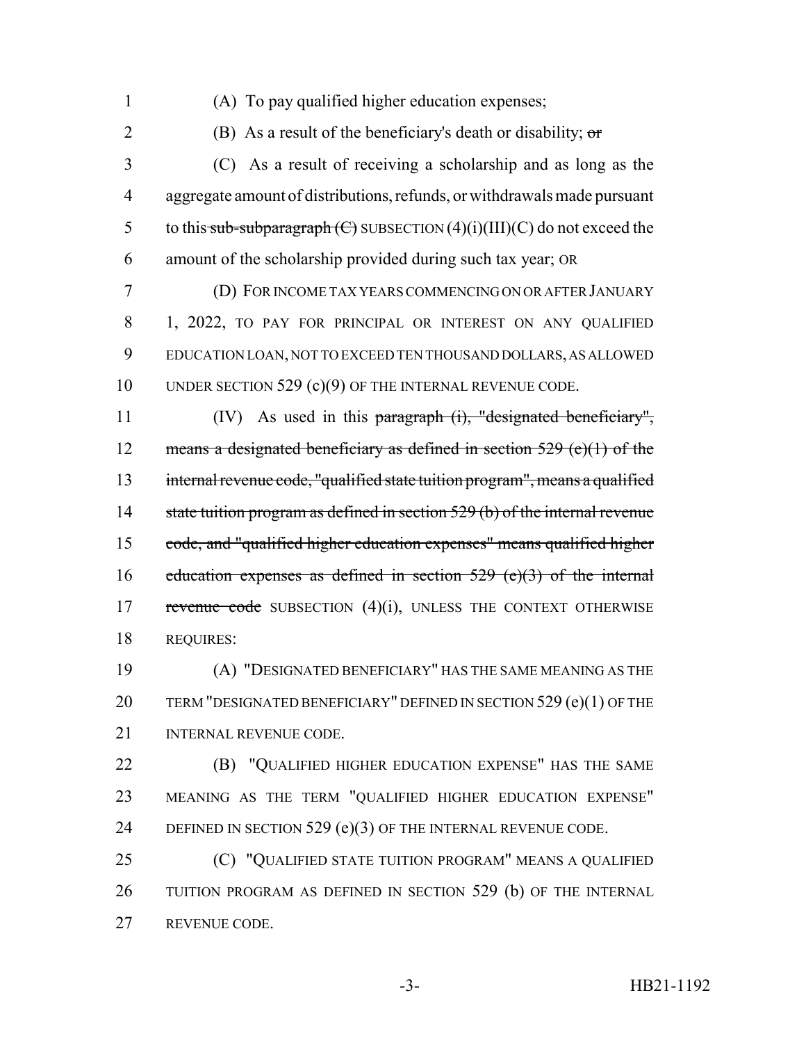1 (A) To pay qualified higher education expenses;

2 (B) As a result of the beneficiary's death or disability; ~~or~~

3 (C) As a result of receiving a scholarship and as long as the
4 aggregate amount of distributions, refunds, or withdrawals made pursuant
5 to this ~~sub-subparagraph (C)~~ SUBSECTION (4)(i)(III)(C) do not exceed the
6 amount of the scholarship provided during such tax year; OR

7 (D) FOR INCOME TAX YEARS COMMENCING ON OR AFTER JANUARY
8 1, 2022, TO PAY FOR PRINCIPAL OR INTEREST ON ANY QUALIFIED
9 EDUCATION LOAN, NOT TO EXCEED TEN THOUSAND DOLLARS, AS ALLOWED
10 UNDER SECTION 529 (c)(9) OF THE INTERNAL REVENUE CODE.

11 (IV) As used in this ~~paragraph (i), "designated beneficiary",~~
12 ~~means a designated beneficiary as defined in section 529 (e)(1) of the~~
13 ~~internal revenue code, "qualified state tuition program", means a qualified~~
14 ~~state tuition program as defined in section 529 (b) of the internal revenue~~
15 ~~code, and "qualified higher education expenses" means qualified higher~~
16 ~~education expenses as defined in section 529 (e)(3) of the internal~~
17 ~~revenue code~~ SUBSECTION (4)(i), UNLESS THE CONTEXT OTHERWISE
18 REQUIRES:

19 (A) "DESIGNATED BENEFICIARY" HAS THE SAME MEANING AS THE
20 TERM "DESIGNATED BENEFICIARY" DEFINED IN SECTION 529 (e)(1) OF THE
21 INTERNAL REVENUE CODE.

22 (B) "QUALIFIED HIGHER EDUCATION EXPENSE" HAS THE SAME
23 MEANING AS THE TERM "QUALIFIED HIGHER EDUCATION EXPENSE"
24 DEFINED IN SECTION 529 (e)(3) OF THE INTERNAL REVENUE CODE.

25 (C) "QUALIFIED STATE TUITION PROGRAM" MEANS A QUALIFIED
26 TUITION PROGRAM AS DEFINED IN SECTION 529 (b) OF THE INTERNAL
27 REVENUE CODE.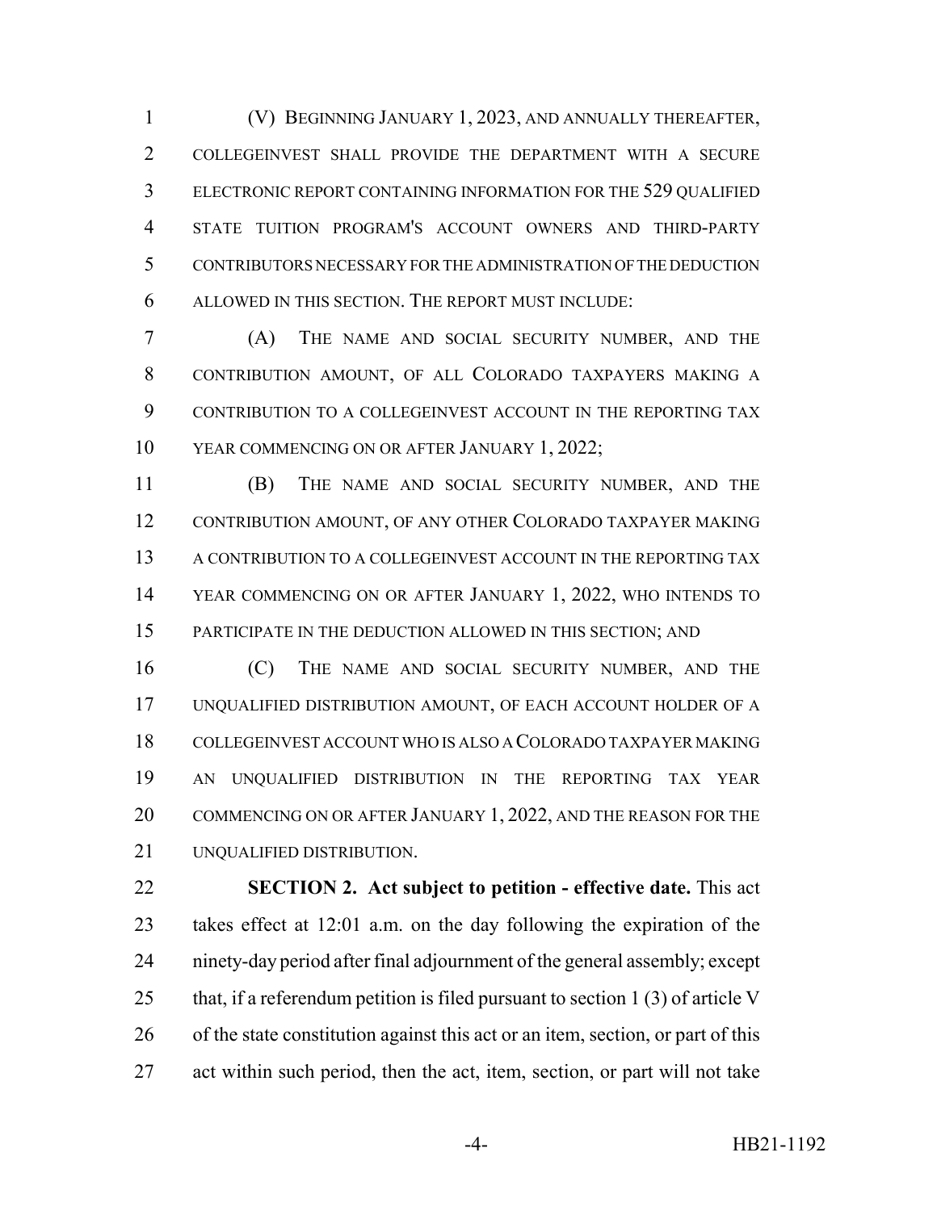(V) BEGINNING JANUARY 1, 2023, AND ANNUALLY THEREAFTER, COLLEGEINVEST SHALL PROVIDE THE DEPARTMENT WITH A SECURE ELECTRONIC REPORT CONTAINING INFORMATION FOR THE 529 QUALIFIED STATE TUITION PROGRAM'S ACCOUNT OWNERS AND THIRD-PARTY CONTRIBUTORS NECESSARY FOR THE ADMINISTRATION OF THE DEDUCTION ALLOWED IN THIS SECTION. THE REPORT MUST INCLUDE:

(A) THE NAME AND SOCIAL SECURITY NUMBER, AND THE CONTRIBUTION AMOUNT, OF ALL COLORADO TAXPAYERS MAKING A CONTRIBUTION TO A COLLEGEINVEST ACCOUNT IN THE REPORTING TAX YEAR COMMENCING ON OR AFTER JANUARY 1, 2022;

(B) THE NAME AND SOCIAL SECURITY NUMBER, AND THE CONTRIBUTION AMOUNT, OF ANY OTHER COLORADO TAXPAYER MAKING A CONTRIBUTION TO A COLLEGEINVEST ACCOUNT IN THE REPORTING TAX YEAR COMMENCING ON OR AFTER JANUARY 1, 2022, WHO INTENDS TO PARTICIPATE IN THE DEDUCTION ALLOWED IN THIS SECTION; AND

(C) THE NAME AND SOCIAL SECURITY NUMBER, AND THE UNQUALIFIED DISTRIBUTION AMOUNT, OF EACH ACCOUNT HOLDER OF A COLLEGEINVEST ACCOUNT WHO IS ALSO A COLORADO TAXPAYER MAKING AN UNQUALIFIED DISTRIBUTION IN THE REPORTING TAX YEAR COMMENCING ON OR AFTER JANUARY 1, 2022, AND THE REASON FOR THE UNQUALIFIED DISTRIBUTION.

**SECTION 2. Act subject to petition - effective date.** This act takes effect at 12:01 a.m. on the day following the expiration of the ninety-day period after final adjournment of the general assembly; except that, if a referendum petition is filed pursuant to section 1 (3) of article V of the state constitution against this act or an item, section, or part of this act within such period, then the act, item, section, or part will not take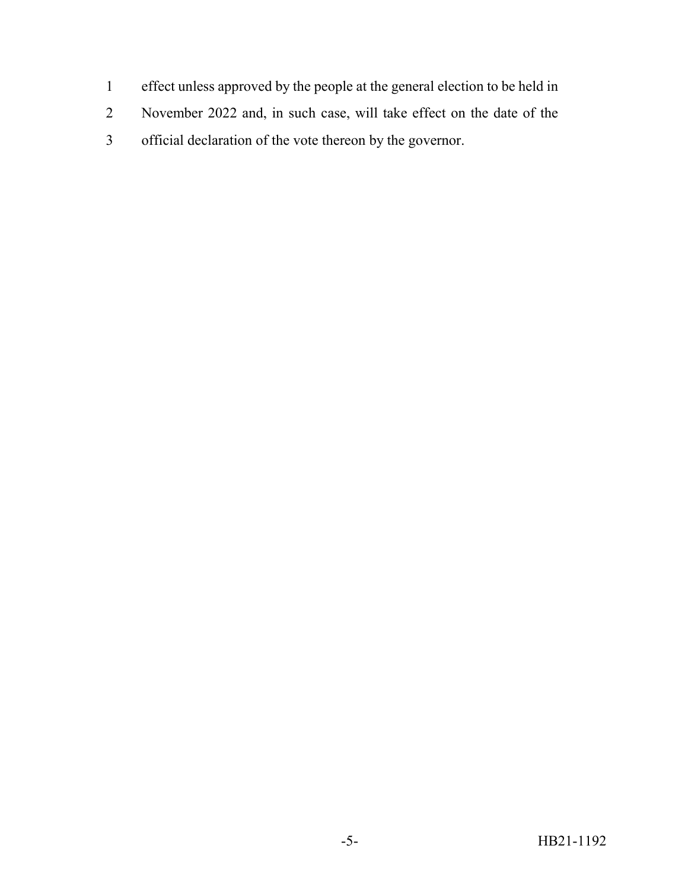effect unless approved by the people at the general election to be held in November 2022 and, in such case, will take effect on the date of the official declaration of the vote thereon by the governor.